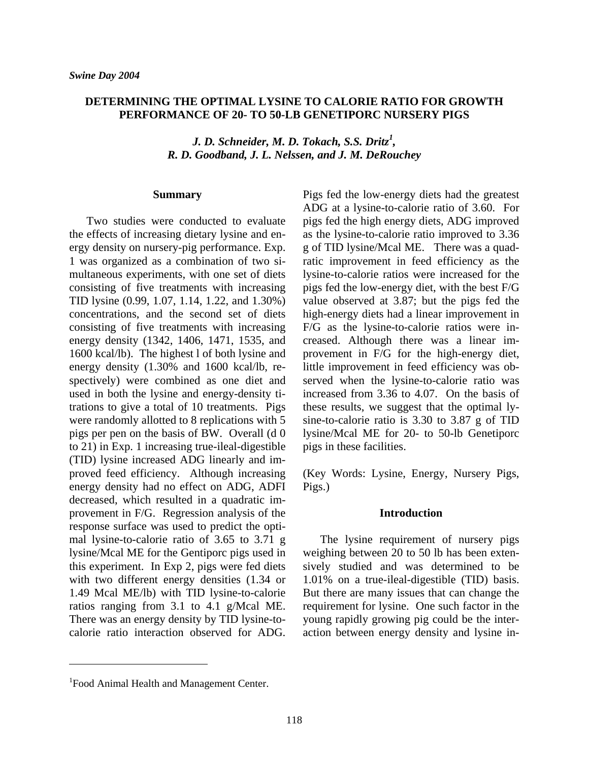*Swine Day 2004*

## DETERMINING THE OPTIMAL LYSINE TO CALORIE RATIO FOR GROWTH PERFORMANCE OF 20- TO 50-LB GENETIPORC NURSERY PIGS

*J. D. Schneider, M. D. Tokach, S.S. Dritz[1], R. D. Goodband, J. L. Nelssen, and J. M. DeRouchey*

### Summary

Two studies were conducted to evaluate the effects of increasing dietary lysine and energy density on nursery-pig performance. Exp. 1 was organized as a combination of two simultaneous experiments, with one set of diets consisting of five treatments with increasing TID lysine (0.99, 1.07, 1.14, 1.22, and 1.30%) concentrations, and the second set of diets consisting of five treatments with increasing energy density (1342, 1406, 1471, 1535, and 1600 kcal/lb). The highest l of both lysine and energy density (1.30% and 1600 kcal/lb, respectively) were combined as one diet and used in both the lysine and energy-density titrations to give a total of 10 treatments. Pigs were randomly allotted to 8 replications with 5 pigs per pen on the basis of BW. Overall (d 0 to 21) in Exp. 1 increasing true-ileal-digestible (TID) lysine increased ADG linearly and improved feed efficiency. Although increasing energy density had no effect on ADG, ADFI decreased, which resulted in a quadratic improvement in F/G. Regression analysis of the response surface was used to predict the optimal lysine-to-calorie ratio of 3.65 to 3.71 g lysine/Mcal ME for the Gentiporc pigs used in this experiment. In Exp 2, pigs were fed diets with two different energy densities (1.34 or 1.49 Mcal ME/lb) with TID lysine-to-calorie ratios ranging from 3.1 to 4.1 g/Mcal ME. There was an energy density by TID lysine-to-calorie ratio interaction observed for ADG. Pigs fed the low-energy diets had the greatest ADG at a lysine-to-calorie ratio of 3.60. For pigs fed the high energy diets, ADG improved as the lysine-to-calorie ratio improved to 3.36 g of TID lysine/Mcal ME. There was a quadratic improvement in feed efficiency as the lysine-to-calorie ratios were increased for the pigs fed the low-energy diet, with the best F/G value observed at 3.87; but the pigs fed the high-energy diets had a linear improvement in F/G as the lysine-to-calorie ratios were increased. Although there was a linear improvement in F/G for the high-energy diet, little improvement in feed efficiency was observed when the lysine-to-calorie ratio was increased from 3.36 to 4.07. On the basis of these results, we suggest that the optimal lysine-to-calorie ratio is 3.30 to 3.87 g of TID lysine/Mcal ME for 20- to 50-lb Genetiporc pigs in these facilities.

(Key Words: Lysine, Energy, Nursery Pigs, Pigs.)

### Introduction

The lysine requirement of nursery pigs weighing between 20 to 50 lb has been extensively studied and was determined to be 1.01% on a true-ileal-digestible (TID) basis. But there are many issues that can change the requirement for lysine. One such factor in the young rapidly growing pig could be the interaction between energy density and lysine in-

---

[1]Food Animal Health and Management Center.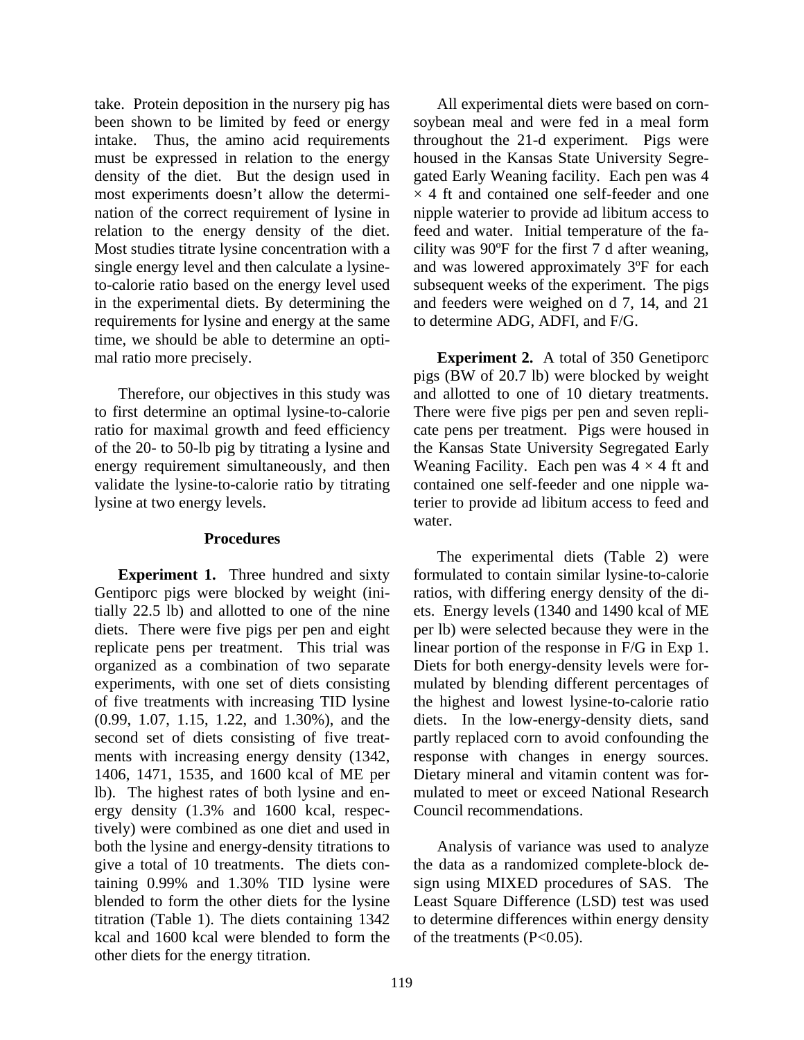take. Protein deposition in the nursery pig has been shown to be limited by feed or energy intake. Thus, the amino acid requirements must be expressed in relation to the energy density of the diet. But the design used in most experiments doesn't allow the determination of the correct requirement of lysine in relation to the energy density of the diet. Most studies titrate lysine concentration with a single energy level and then calculate a lysine-to-calorie ratio based on the energy level used in the experimental diets. By determining the requirements for lysine and energy at the same time, we should be able to determine an optimal ratio more precisely.

Therefore, our objectives in this study was to first determine an optimal lysine-to-calorie ratio for maximal growth and feed efficiency of the 20- to 50-lb pig by titrating a lysine and energy requirement simultaneously, and then validate the lysine-to-calorie ratio by titrating lysine at two energy levels.

## Procedures

**Experiment 1.** Three hundred and sixty Gentiporc pigs were blocked by weight (initially 22.5 lb) and allotted to one of the nine diets. There were five pigs per pen and eight replicate pens per treatment. This trial was organized as a combination of two separate experiments, with one set of diets consisting of five treatments with increasing TID lysine (0.99, 1.07, 1.15, 1.22, and 1.30%), and the second set of diets consisting of five treatments with increasing energy density (1342, 1406, 1471, 1535, and 1600 kcal of ME per lb). The highest rates of both lysine and energy density (1.3% and 1600 kcal, respectively) were combined as one diet and used in both the lysine and energy-density titrations to give a total of 10 treatments. The diets containing 0.99% and 1.30% TID lysine were blended to form the other diets for the lysine titration (Table 1). The diets containing 1342 kcal and 1600 kcal were blended to form the other diets for the energy titration.

All experimental diets were based on corn-soybean meal and were fed in a meal form throughout the 21-d experiment. Pigs were housed in the Kansas State University Segregated Early Weaning facility. Each pen was 4 × 4 ft and contained one self-feeder and one nipple waterier to provide ad libitum access to feed and water. Initial temperature of the facility was 90ºF for the first 7 d after weaning, and was lowered approximately 3ºF for each subsequent weeks of the experiment. The pigs and feeders were weighed on d 7, 14, and 21 to determine ADG, ADFI, and F/G.

**Experiment 2.** A total of 350 Genetiporc pigs (BW of 20.7 lb) were blocked by weight and allotted to one of 10 dietary treatments. There were five pigs per pen and seven replicate pens per treatment. Pigs were housed in the Kansas State University Segregated Early Weaning Facility. Each pen was 4 × 4 ft and contained one self-feeder and one nipple waterier to provide ad libitum access to feed and water.

The experimental diets (Table 2) were formulated to contain similar lysine-to-calorie ratios, with differing energy density of the diets. Energy levels (1340 and 1490 kcal of ME per lb) were selected because they were in the linear portion of the response in F/G in Exp 1. Diets for both energy-density levels were formulated by blending different percentages of the highest and lowest lysine-to-calorie ratio diets. In the low-energy-density diets, sand partly replaced corn to avoid confounding the response with changes in energy sources. Dietary mineral and vitamin content was formulated to meet or exceed National Research Council recommendations.

Analysis of variance was used to analyze the data as a randomized complete-block design using MIXED procedures of SAS. The Least Square Difference (LSD) test was used to determine differences within energy density of the treatments ($P<0.05$).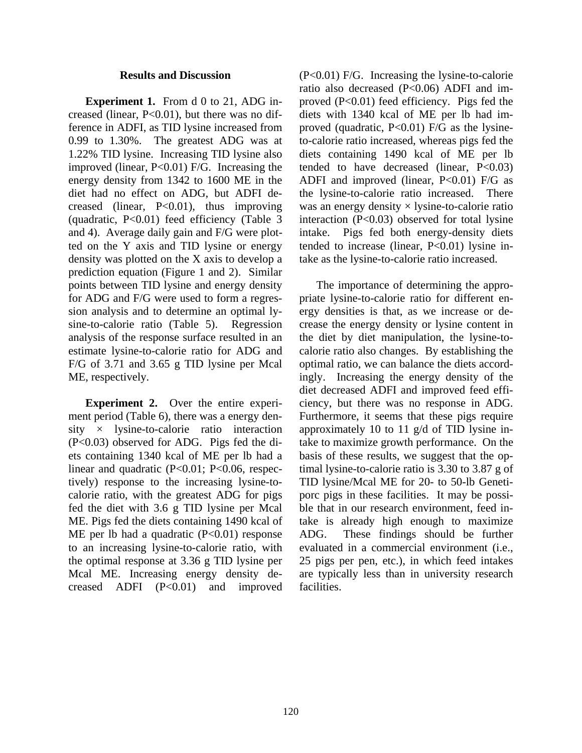## Results and Discussion

**Experiment 1.** From d 0 to 21, ADG increased (linear, $P<0.01$), but there was no difference in ADFI, as TID lysine increased from 0.99 to 1.30%. The greatest ADG was at 1.22% TID lysine. Increasing TID lysine also improved (linear, $P<0.01$) F/G. Increasing the energy density from 1342 to 1600 ME in the diet had no effect on ADG, but ADFI decreased (linear, $P<0.01$), thus improving (quadratic, $P<0.01$) feed efficiency (Table 3 and 4). Average daily gain and F/G were plotted on the Y axis and TID lysine or energy density was plotted on the X axis to develop a prediction equation (Figure 1 and 2). Similar points between TID lysine and energy density for ADG and F/G were used to form a regression analysis and to determine an optimal lysine-to-calorie ratio (Table 5). Regression analysis of the response surface resulted in an estimate lysine-to-calorie ratio for ADG and F/G of 3.71 and 3.65 g TID lysine per Mcal ME, respectively.

**Experiment 2.** Over the entire experiment period (Table 6), there was a energy density × lysine-to-calorie ratio interaction ($P<0.03$) observed for ADG. Pigs fed the diets containing 1340 kcal of ME per lb had a linear and quadratic ($P<0.01$; $P<0.06$, respectively) response to the increasing lysine-to-calorie ratio, with the greatest ADG for pigs fed the diet with 3.6 g TID lysine per Mcal ME. Pigs fed the diets containing 1490 kcal of ME per lb had a quadratic ($P<0.01$) response to an increasing lysine-to-calorie ratio, with the optimal response at 3.36 g TID lysine per Mcal ME. Increasing energy density decreased ADFI ($P<0.01$) and improved ($P<0.01$) F/G. Increasing the lysine-to-calorie ratio also decreased ($P<0.06$) ADFI and improved ($P<0.01$) feed efficiency. Pigs fed the diets with 1340 kcal of ME per lb had improved (quadratic, $P<0.01$) F/G as the lysine-to-calorie ratio increased, whereas pigs fed the diets containing 1490 kcal of ME per lb tended to have decreased (linear, $P<0.03$) ADFI and improved (linear, $P<0.01$) F/G as the lysine-to-calorie ratio increased. There was an energy density × lysine-to-calorie ratio interaction ($P<0.03$) observed for total lysine intake. Pigs fed both energy-density diets tended to increase (linear, $P<0.01$) lysine intake as the lysine-to-calorie ratio increased.

The importance of determining the appropriate lysine-to-calorie ratio for different energy densities is that, as we increase or decrease the energy density or lysine content in the diet by diet manipulation, the lysine-to-calorie ratio also changes. By establishing the optimal ratio, we can balance the diets accordingly. Increasing the energy density of the diet decreased ADFI and improved feed efficiency, but there was no response in ADG. Furthermore, it seems that these pigs require approximately 10 to 11 g/d of TID lysine intake to maximize growth performance. On the basis of these results, we suggest that the optimal lysine-to-calorie ratio is 3.30 to 3.87 g of TID lysine/Mcal ME for 20- to 50-lb Genetiporc pigs in these facilities. It may be possible that in our research environment, feed intake is already high enough to maximize ADG. These findings should be further evaluated in a commercial environment (i.e., 25 pigs per pen, etc.), in which feed intakes are typically less than in university research facilities.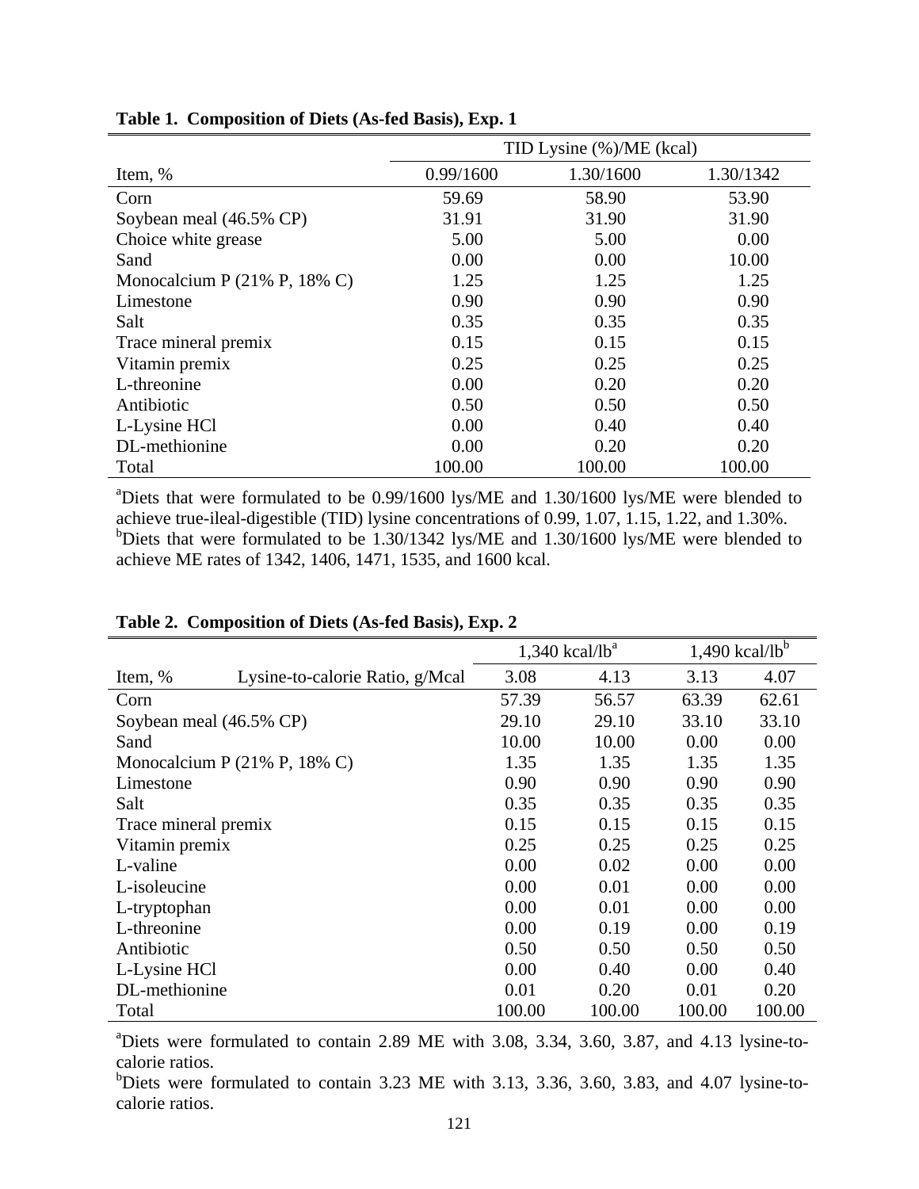**Table 1. Composition of Diets (As-fed Basis), Exp. 1**

| | TID Lysine (%)/ME (kcal) | | |
|---|---|---|---|
| Item, % | 0.99/1600 | 1.30/1600 | 1.30/1342 |
| Corn | 59.69 | 58.90 | 53.90 |
| Soybean meal (46.5% CP) | 31.91 | 31.90 | 31.90 |
| Choice white grease | 5.00 | 5.00 | 0.00 |
| Sand | 0.00 | 0.00 | 10.00 |
| Monocalcium P (21% P, 18% C) | 1.25 | 1.25 | 1.25 |
| Limestone | 0.90 | 0.90 | 0.90 |
| Salt | 0.35 | 0.35 | 0.35 |
| Trace mineral premix | 0.15 | 0.15 | 0.15 |
| Vitamin premix | 0.25 | 0.25 | 0.25 |
| L-threonine | 0.00 | 0.20 | 0.20 |
| Antibiotic | 0.50 | 0.50 | 0.50 |
| L-Lysine HCl | 0.00 | 0.40 | 0.40 |
| DL-methionine | 0.00 | 0.20 | 0.20 |
| Total | 100.00 | 100.00 | 100.00 |

[a]Diets that were formulated to be 0.99/1600 lys/ME and 1.30/1600 lys/ME were blended to achieve true-ileal-digestible (TID) lysine concentrations of 0.99, 1.07, 1.15, 1.22, and 1.30%.
[b]Diets that were formulated to be 1.30/1342 lys/ME and 1.30/1600 lys/ME were blended to achieve ME rates of 1342, 1406, 1471, 1535, and 1600 kcal.

**Table 2. Composition of Diets (As-fed Basis), Exp. 2**

| | | 1,340 kcal/lb[a] | | 1,490 kcal/lb[b] | |
|---|---|---|---|---|---|
| Item, % | Lysine-to-calorie Ratio, g/Mcal | 3.08 | 4.13 | 3.13 | 4.07 |
| Corn | | 57.39 | 56.57 | 63.39 | 62.61 |
| Soybean meal (46.5% CP) | | 29.10 | 29.10 | 33.10 | 33.10 |
| Sand | | 10.00 | 10.00 | 0.00 | 0.00 |
| Monocalcium P (21% P, 18% C) | | 1.35 | 1.35 | 1.35 | 1.35 |
| Limestone | | 0.90 | 0.90 | 0.90 | 0.90 |
| Salt | | 0.35 | 0.35 | 0.35 | 0.35 |
| Trace mineral premix | | 0.15 | 0.15 | 0.15 | 0.15 |
| Vitamin premix | | 0.25 | 0.25 | 0.25 | 0.25 |
| L-valine | | 0.00 | 0.02 | 0.00 | 0.00 |
| L-isoleucine | | 0.00 | 0.01 | 0.00 | 0.00 |
| L-tryptophan | | 0.00 | 0.01 | 0.00 | 0.00 |
| L-threonine | | 0.00 | 0.19 | 0.00 | 0.19 |
| Antibiotic | | 0.50 | 0.50 | 0.50 | 0.50 |
| L-Lysine HCl | | 0.00 | 0.40 | 0.00 | 0.40 |
| DL-methionine | | 0.01 | 0.20 | 0.01 | 0.20 |
| Total | | 100.00 | 100.00 | 100.00 | 100.00 |

[a]Diets were formulated to contain 2.89 ME with 3.08, 3.34, 3.60, 3.87, and 4.13 lysine-to-calorie ratios.
[b]Diets were formulated to contain 3.23 ME with 3.13, 3.36, 3.60, 3.83, and 4.07 lysine-to-calorie ratios.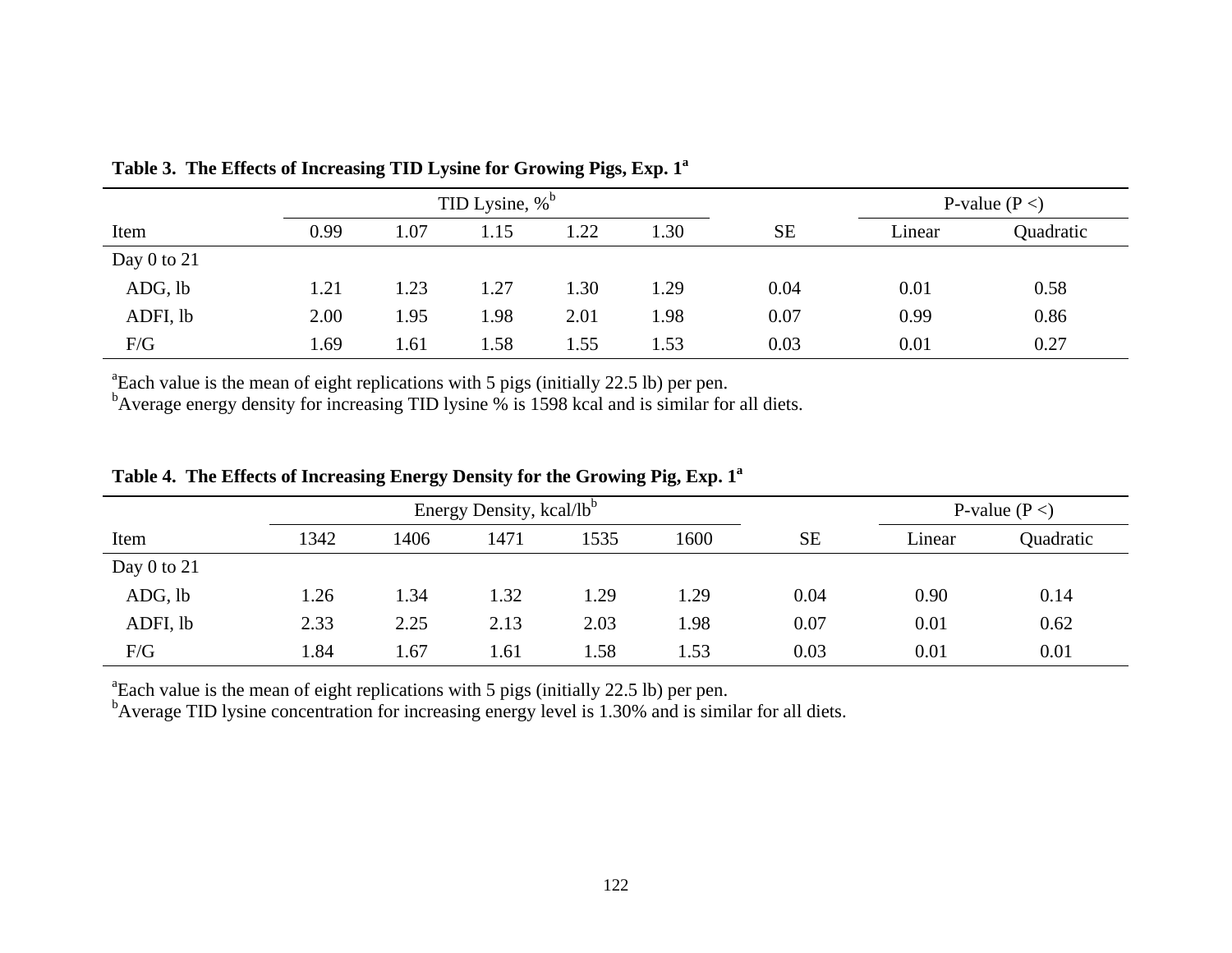**Table 3. The Effects of Increasing TID Lysine for Growing Pigs, Exp. 1[a]**

| | TID Lysine, %[b] | | | | | | P-value (P <) | |
|---|---|---|---|---|---|---|---|---|
| Item | 0.99 | 1.07 | 1.15 | 1.22 | 1.30 | SE | Linear | Quadratic |
| Day 0 to 21 | | | | | | | | |
| ADG, lb | 1.21 | 1.23 | 1.27 | 1.30 | 1.29 | 0.04 | 0.01 | 0.58 |
| ADFI, lb | 2.00 | 1.95 | 1.98 | 2.01 | 1.98 | 0.07 | 0.99 | 0.86 |
| F/G | 1.69 | 1.61 | 1.58 | 1.55 | 1.53 | 0.03 | 0.01 | 0.27 |

[a]Each value is the mean of eight replications with 5 pigs (initially 22.5 lb) per pen.
[b]Average energy density for increasing TID lysine % is 1598 kcal and is similar for all diets.

**Table 4. The Effects of Increasing Energy Density for the Growing Pig, Exp. 1[a]**

| | Energy Density, kcal/lb[b] | | | | | | P-value (P <) | |
|---|---|---|---|---|---|---|---|---|
| Item | 1342 | 1406 | 1471 | 1535 | 1600 | SE | Linear | Quadratic |
| Day 0 to 21 | | | | | | | | |
| ADG, lb | 1.26 | 1.34 | 1.32 | 1.29 | 1.29 | 0.04 | 0.90 | 0.14 |
| ADFI, lb | 2.33 | 2.25 | 2.13 | 2.03 | 1.98 | 0.07 | 0.01 | 0.62 |
| F/G | 1.84 | 1.67 | 1.61 | 1.58 | 1.53 | 0.03 | 0.01 | 0.01 |

[a]Each value is the mean of eight replications with 5 pigs (initially 22.5 lb) per pen.
[b]Average TID lysine concentration for increasing energy level is 1.30% and is similar for all diets.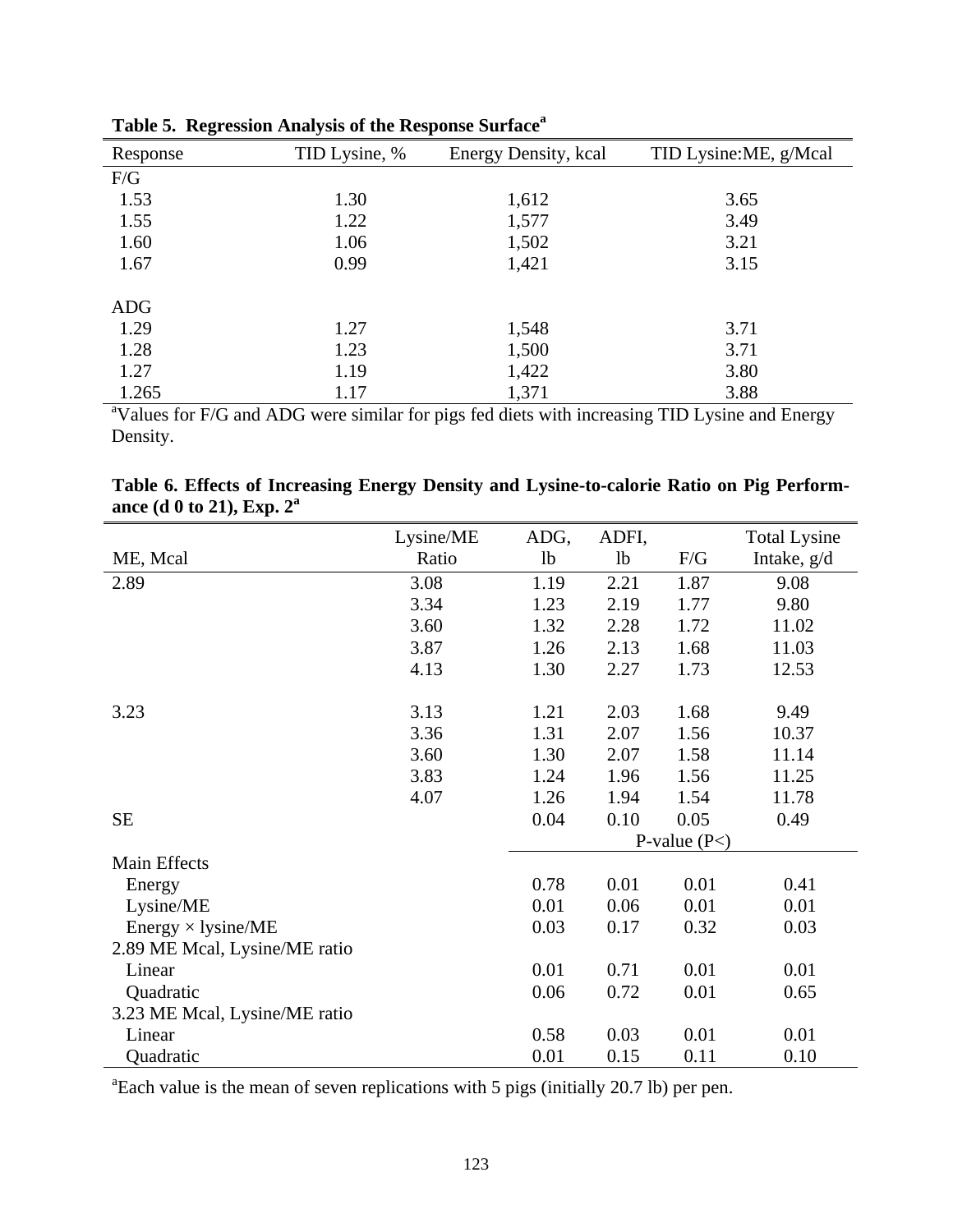**Table 5. Regression Analysis of the Response Surface[a]**

| Response | TID Lysine, % | Energy Density, kcal | TID Lysine:ME, g/Mcal |
|---|---|---|---|
| F/G | | | |
| 1.53 | 1.30 | 1,612 | 3.65 |
| 1.55 | 1.22 | 1,577 | 3.49 |
| 1.60 | 1.06 | 1,502 | 3.21 |
| 1.67 | 0.99 | 1,421 | 3.15 |
| | | | |
| ADG | | | |
| 1.29 | 1.27 | 1,548 | 3.71 |
| 1.28 | 1.23 | 1,500 | 3.71 |
| 1.27 | 1.19 | 1,422 | 3.80 |
| 1.265 | 1.17 | 1,371 | 3.88 |

[a]Values for F/G and ADG were similar for pigs fed diets with increasing TID Lysine and Energy Density.

**Table 6. Effects of Increasing Energy Density and Lysine-to-calorie Ratio on Pig Performance (d 0 to 21), Exp. 2[a]**

| ME, Mcal | Lysine/ME Ratio | ADG, lb | ADFI, lb | F/G | Total Lysine Intake, g/d |
|---|---|---|---|---|---|
| 2.89 | 3.08 | 1.19 | 2.21 | 1.87 | 9.08 |
| | 3.34 | 1.23 | 2.19 | 1.77 | 9.80 |
| | 3.60 | 1.32 | 2.28 | 1.72 | 11.02 |
| | 3.87 | 1.26 | 2.13 | 1.68 | 11.03 |
| | 4.13 | 1.30 | 2.27 | 1.73 | 12.53 |
| | | | | | |
| 3.23 | 3.13 | 1.21 | 2.03 | 1.68 | 9.49 |
| | 3.36 | 1.31 | 2.07 | 1.56 | 10.37 |
| | 3.60 | 1.30 | 2.07 | 1.58 | 11.14 |
| | 3.83 | 1.24 | 1.96 | 1.56 | 11.25 |
| | 4.07 | 1.26 | 1.94 | 1.54 | 11.78 |
| SE | | 0.04 | 0.10 | 0.05 | 0.49 |
| | | P-value (P<) | | | |
| Main Effects | | | | | |
| Energy | | 0.78 | 0.01 | 0.01 | 0.41 |
| Lysine/ME | | 0.01 | 0.06 | 0.01 | 0.01 |
| Energy × lysine/ME | | 0.03 | 0.17 | 0.32 | 0.03 |
| 2.89 ME Mcal, Lysine/ME ratio | | | | | |
| Linear | | 0.01 | 0.71 | 0.01 | 0.01 |
| Quadratic | | 0.06 | 0.72 | 0.01 | 0.65 |
| 3.23 ME Mcal, Lysine/ME ratio | | | | | |
| Linear | | 0.58 | 0.03 | 0.01 | 0.01 |
| Quadratic | | 0.01 | 0.15 | 0.11 | 0.10 |

[a]Each value is the mean of seven replications with 5 pigs (initially 20.7 lb) per pen.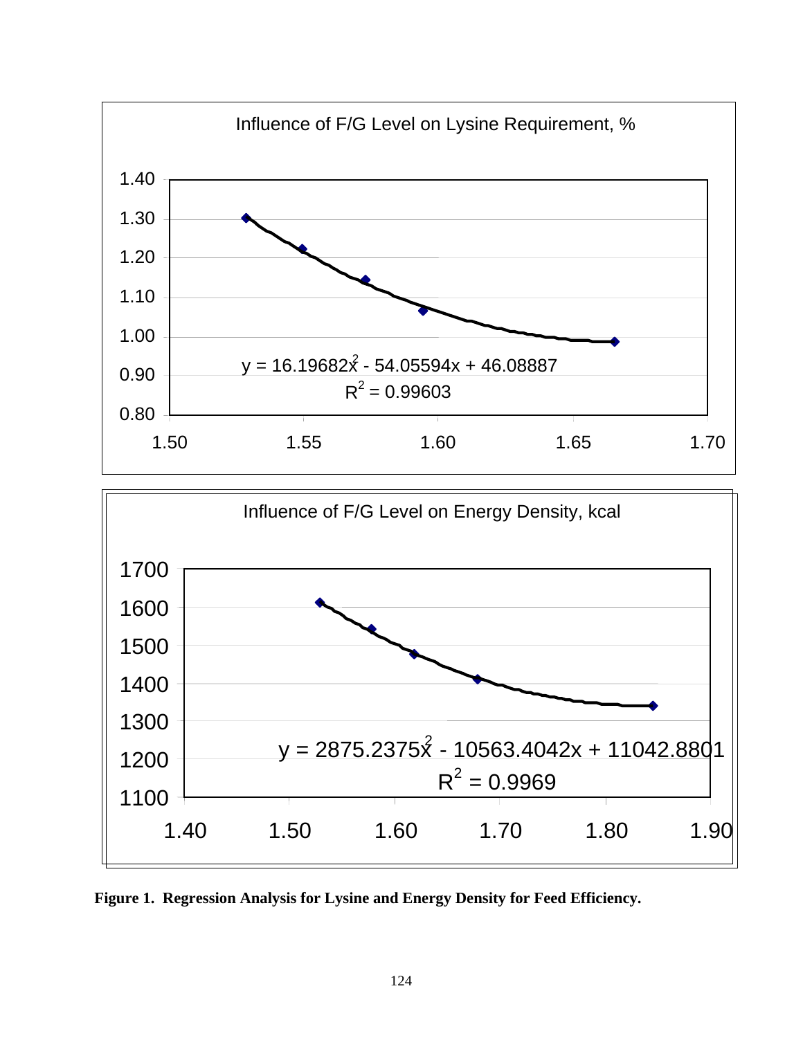Influence of F/G Level on Lysine Requirement, %

$y = 16.19682x^2 - 54.05594x + 46.08887$

$R^2 = 0.99603$

Influence of F/G Level on Energy Density, kcal

$y = 2875.2375x^2 - 10563.4042x + 11042.8801$

$R^2 = 0.9969$

**Figure 1. Regression Analysis for Lysine and Energy Density for Feed Efficiency.**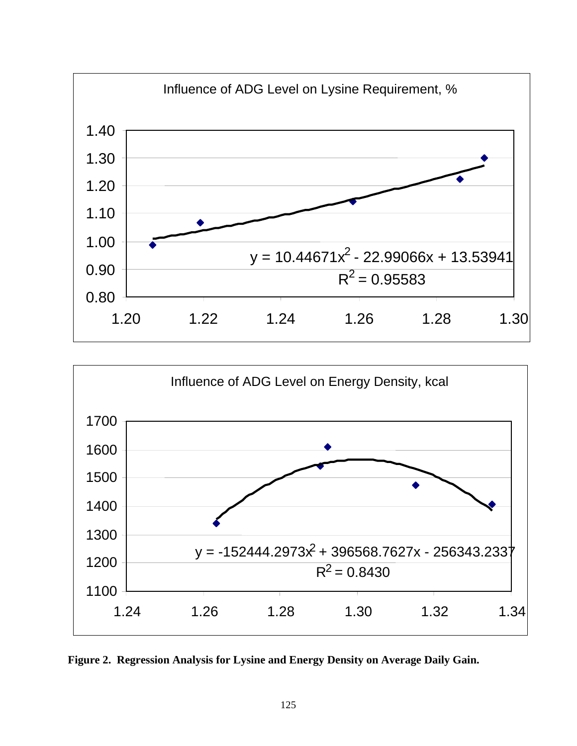Influence of ADG Level on Lysine Requirement, %

1.40
1.30
1.20
1.10
1.00
0.90
0.80

1.20 1.22 1.24 1.26 1.28 1.30

$y = 10.44671x^2 - 22.99066x + 13.53941$

$R^2 = 0.95583$

Influence of ADG Level on Energy Density, kcal

1700
1600
1500
1400
1300
1200
1100

1.24 1.26 1.28 1.30 1.32 1.34

$y = -152444.2973x^2 + 396568.7627x - 256343.2337$

$R^2 = 0.8430$

**Figure 2. Regression Analysis for Lysine and Energy Density on Average Daily Gain.**